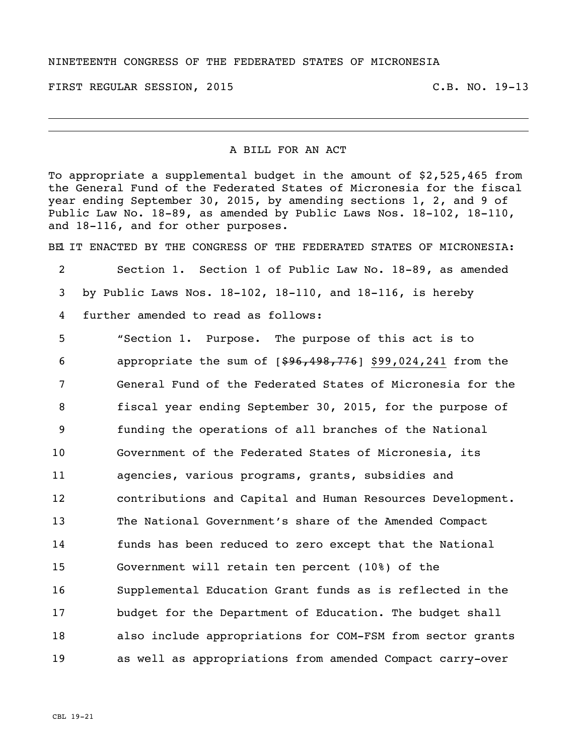NINETEENTH CONGRESS OF THE FEDERATED STATES OF MICRONESIA

FIRST REGULAR SESSION, 2015 C.B. NO. 19-13

---

A BILL FOR AN ACT

To appropriate a supplemental budget in the amount of $2,525,465 from the General Fund of the Federated States of Micronesia for the fiscal year ending September 30, 2015, by amending sections 1, 2, and 9 of Public Law No. 18-89, as amended by Public Laws Nos. 18-102, 18-110, and 18-116, and for other purposes.

BE IT ENACTED BY THE CONGRESS OF THE FEDERATED STATES OF MICRONESIA:

Section 1. Section 1 of Public Law No. 18-89, as amended by Public Laws Nos. 18-102, 18-110, and 18-116, is hereby further amended to read as follows:

"Section 1. Purpose. The purpose of this act is to appropriate the sum of [~~$96,498,776~~] <u>$99,024,241</u> from the General Fund of the Federated States of Micronesia for the fiscal year ending September 30, 2015, for the purpose of funding the operations of all branches of the National Government of the Federated States of Micronesia, its agencies, various programs, grants, subsidies and contributions and Capital and Human Resources Development. The National Government's share of the Amended Compact funds has been reduced to zero except that the National Government will retain ten percent (10%) of the Supplemental Education Grant funds as is reflected in the budget for the Department of Education. The budget shall also include appropriations for COM-FSM from sector grants as well as appropriations from amended Compact carry-over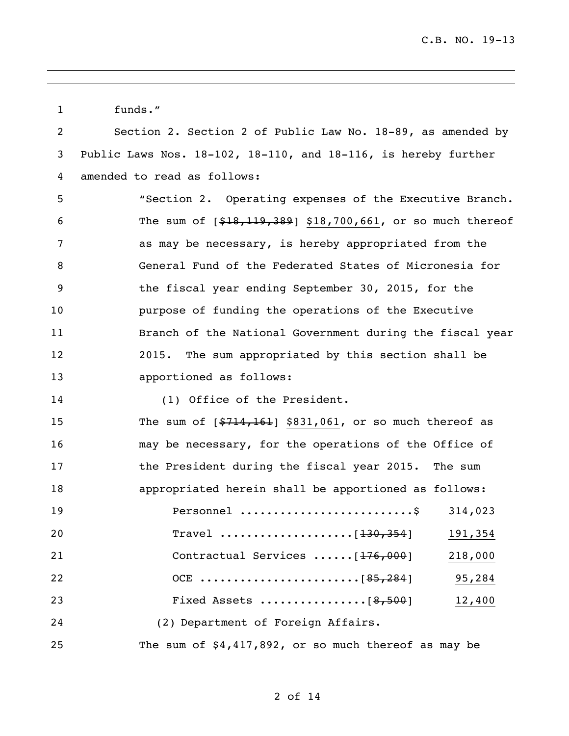funds."

Section 2. Section 2 of Public Law No. 18-89, as amended by Public Laws Nos. 18-102, 18-110, and 18-116, is hereby further amended to read as follows:

"Section 2. Operating expenses of the Executive Branch. The sum of [~~$18,119,389~~] <u>$18,700,661</u>, or so much thereof as may be necessary, is hereby appropriated from the General Fund of the Federated States of Micronesia for the fiscal year ending September 30, 2015, for the purpose of funding the operations of the Executive Branch of the National Government during the fiscal year 2015. The sum appropriated by this section shall be apportioned as follows:

(1) Office of the President.

The sum of [~~$714,161~~] <u>$831,061</u>, or so much thereof as may be necessary, for the operations of the Office of the President during the fiscal year 2015. The sum appropriated herein shall be apportioned as follows:

Personnel ..........................$ 314,023

Travel ....................[~~130,354~~] <u>191,354</u>

Contractual Services ......[~~176,000~~] <u>218,000</u>

OCE ........................[~~85,284~~] <u>95,284</u>

Fixed Assets ................[~~8,500~~] <u>12,400</u>

(2) Department of Foreign Affairs.

The sum of $4,417,892, or so much thereof as may be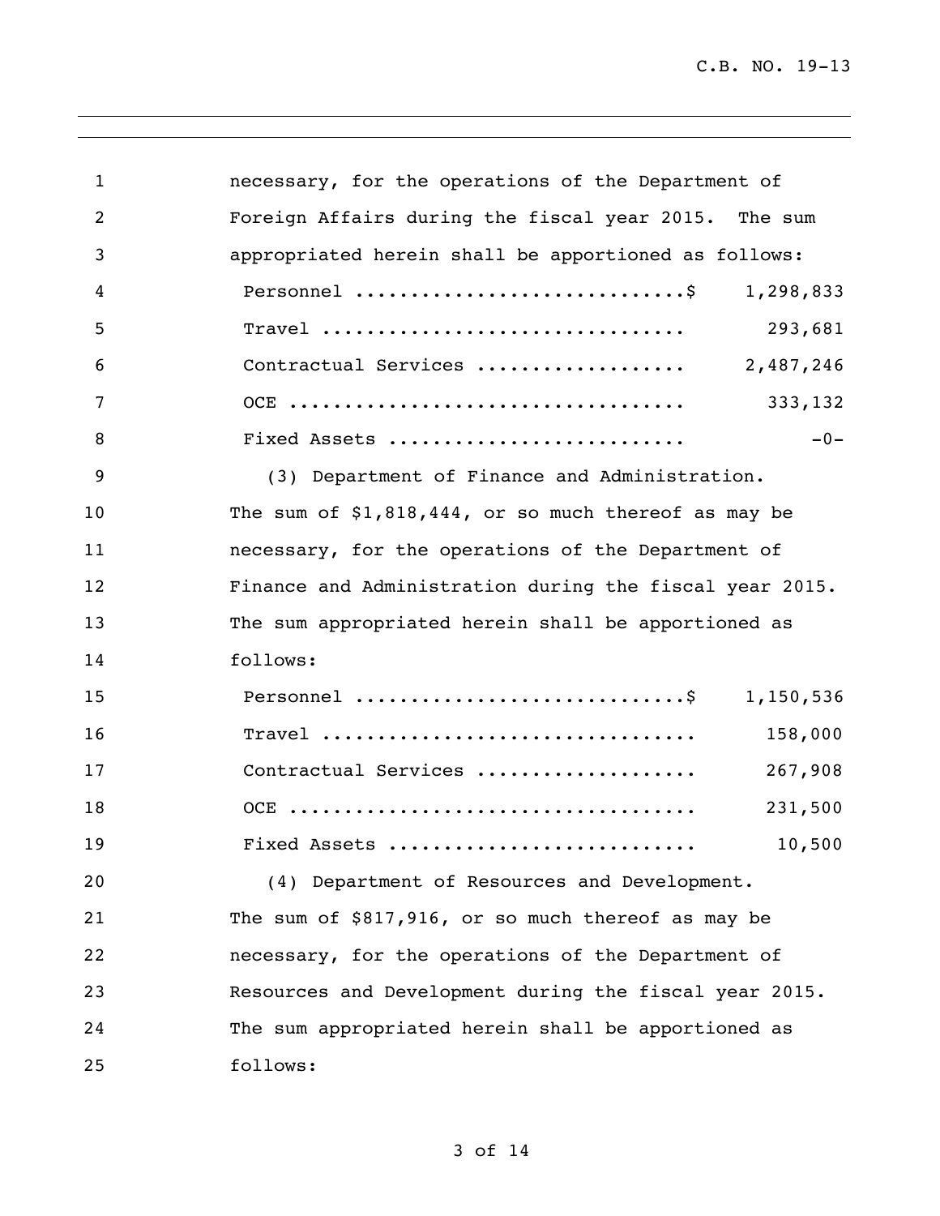necessary, for the operations of the Department of Foreign Affairs during the fiscal year 2015. The sum appropriated herein shall be apportioned as follows:

| | |
|---|---|
| Personnel ..............................$ | 1,298,833 |
| Travel ................................ | 293,681 |
| Contractual Services .................. | 2,487,246 |
| OCE ................................... | 333,132 |
| Fixed Assets .......................... | -0- |

(3) Department of Finance and Administration. The sum of $1,818,444, or so much thereof as may be necessary, for the operations of the Department of Finance and Administration during the fiscal year 2015. The sum appropriated herein shall be apportioned as follows:

| | |
|---|---|
| Personnel ..............................$ | 1,150,536 |
| Travel ................................. | 158,000 |
| Contractual Services ................... | 267,908 |
| OCE .................................... | 231,500 |
| Fixed Assets ........................... | 10,500 |

(4) Department of Resources and Development. The sum of $817,916, or so much thereof as may be necessary, for the operations of the Department of Resources and Development during the fiscal year 2015. The sum appropriated herein shall be apportioned as follows: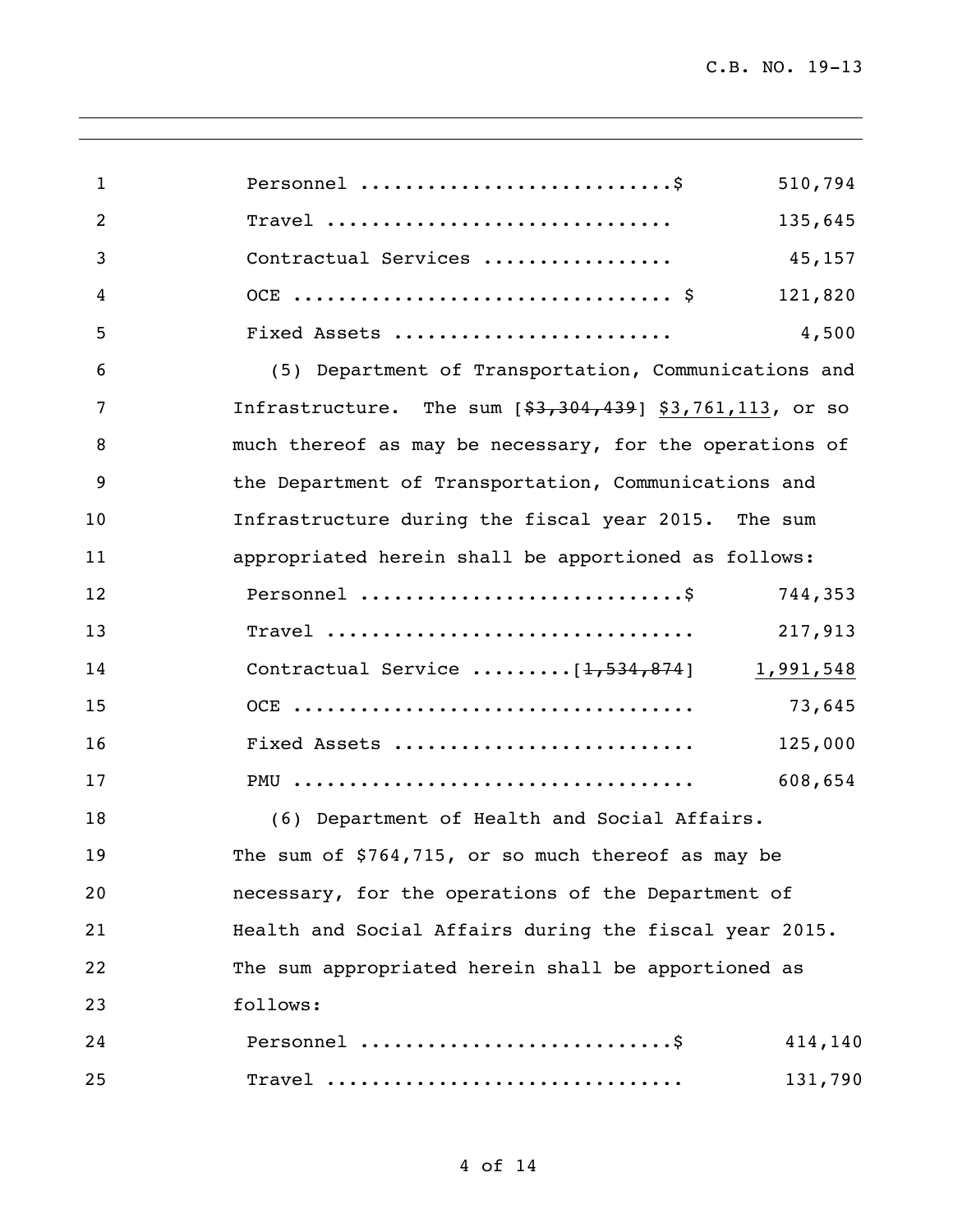| | | |
|---|---|---|
| 1 | Personnel ............................$ | 510,794 |
| 2 | Travel .............................. | 135,645 |
| 3 | Contractual Services ................ | 45,157 |
| 4 | OCE ................................ $ | 121,820 |
| 5 | Fixed Assets ........................ | 4,500 |

6 (5) Department of Transportation, Communications and
7 Infrastructure. The sum [~~$3,304,439~~] <u>$3,761,113</u>, or so
8 much thereof as may be necessary, for the operations of
9 the Department of Transportation, Communications and
10 Infrastructure during the fiscal year 2015. The sum
11 appropriated herein shall be apportioned as follows:

| | | |
|---|---|---|
| 12 | Personnel ............................$ | 744,353 |
| 13 | Travel ................................ | 217,913 |
| 14 | Contractual Service .........[~~1,534,874~~] | <u>1,991,548</u> |
| 15 | OCE ................................... | 73,645 |
| 16 | Fixed Assets .......................... | 125,000 |
| 17 | PMU ................................... | 608,654 |

18 (6) Department of Health and Social Affairs.
19 The sum of $764,715, or so much thereof as may be
20 necessary, for the operations of the Department of
21 Health and Social Affairs during the fiscal year 2015.
22 The sum appropriated herein shall be apportioned as
23 follows:

| | | |
|---|---|---|
| 24 | Personnel ...........................$ | 414,140 |
| 25 | Travel ............................... | 131,790 |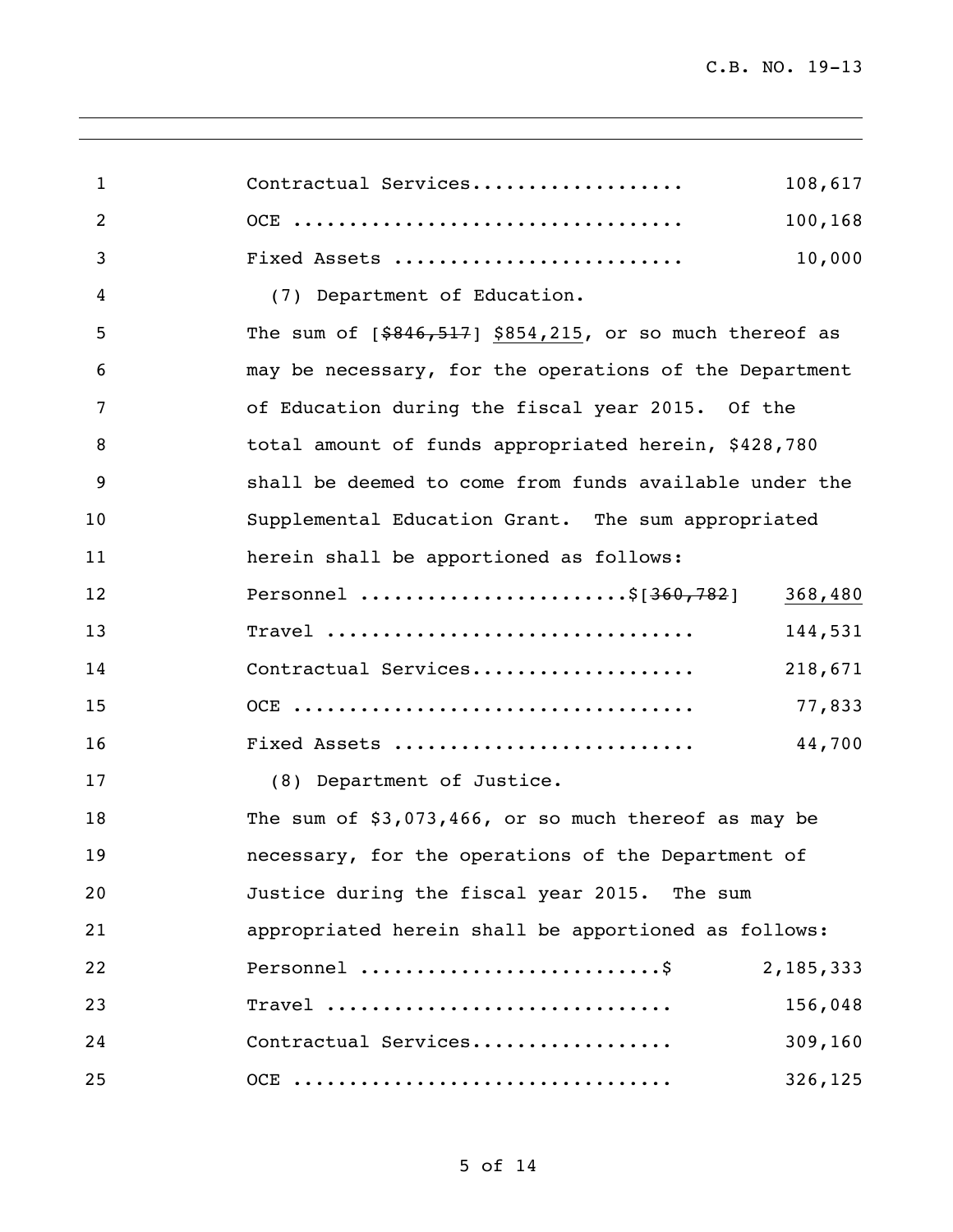| | |
|---|---|
| Contractual Services................... | 108,617 |
| OCE .................................. | 100,168 |
| Fixed Assets ......................... | 10,000 |

(7) Department of Education.

The sum of [~~$846,517~~] <u>$854,215</u>, or so much thereof as may be necessary, for the operations of the Department of Education during the fiscal year 2015. Of the total amount of funds appropriated herein, $428,780 shall be deemed to come from funds available under the Supplemental Education Grant. The sum appropriated herein shall be apportioned as follows:

| | |
|---|---|
| Personnel .......................$[~~360,782~~] | <u>368,480</u> |
| Travel ................................ | 144,531 |
| Contractual Services.................... | 218,671 |
| OCE ................................... | 77,833 |
| Fixed Assets .......................... | 44,700 |

(8) Department of Justice.

The sum of $3,073,466, or so much thereof as may be necessary, for the operations of the Department of Justice during the fiscal year 2015. The sum appropriated herein shall be apportioned as follows:

| | |
|---|---|
| Personnel ..........................$ | 2,185,333 |
| Travel .............................. | 156,048 |
| Contractual Services.................. | 309,160 |
| OCE ................................. | 326,125 |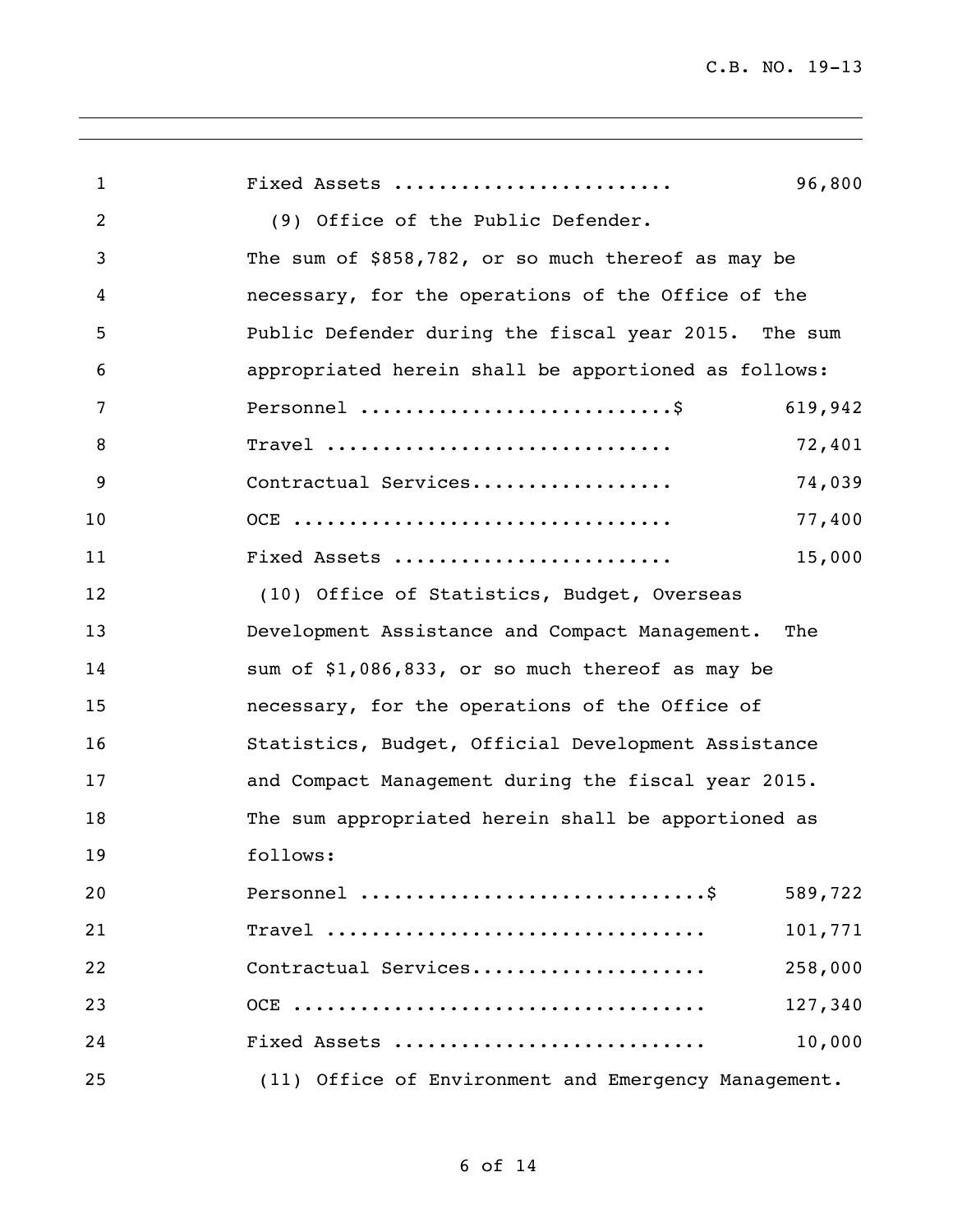Fixed Assets ........................ 96,800

(9) Office of the Public Defender.

The sum of $858,782, or so much thereof as may be necessary, for the operations of the Office of the Public Defender during the fiscal year 2015. The sum appropriated herein shall be apportioned as follows:

| | |
|---|---|
| Personnel ...........................$ | 619,942 |
| Travel .............................. | 72,401 |
| Contractual Services.................. | 74,039 |
| OCE ................................. | 77,400 |
| Fixed Assets ........................ | 15,000 |

(10) Office of Statistics, Budget, Overseas Development Assistance and Compact Management. The sum of $1,086,833, or so much thereof as may be necessary, for the operations of the Office of Statistics, Budget, Official Development Assistance and Compact Management during the fiscal year 2015. The sum appropriated herein shall be apportioned as follows:

| | |
|---|---|
| Personnel ..............................$ | 589,722 |
| Travel ................................. | 101,771 |
| Contractual Services.................... | 258,000 |
| OCE .................................... | 127,340 |
| Fixed Assets ........................... | 10,000 |

(11) Office of Environment and Emergency Management.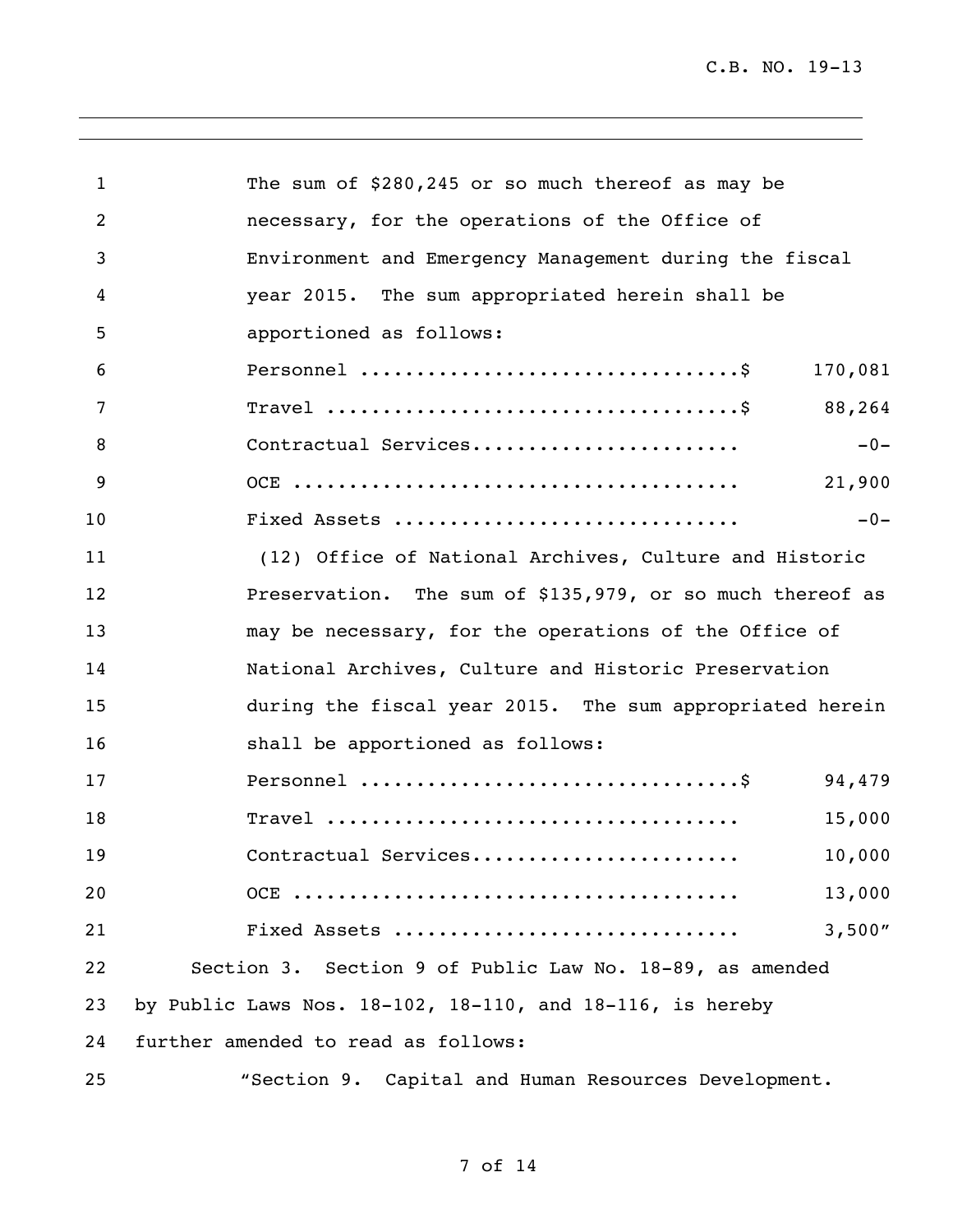The sum of $280,245 or so much thereof as may be necessary, for the operations of the Office of Environment and Emergency Management during the fiscal year 2015. The sum appropriated herein shall be apportioned as follows:

| | | |
|---|---|---|
| Personnel .................................$ | | 170,081 |
| Travel ....................................$ | | 88,264 |
| Contractual Services....................... | | -0- |
| OCE ....................................... | | 21,900 |
| Fixed Assets .............................. | | -0- |

(12) Office of National Archives, Culture and Historic Preservation. The sum of $135,979, or so much thereof as may be necessary, for the operations of the Office of National Archives, Culture and Historic Preservation during the fiscal year 2015. The sum appropriated herein shall be apportioned as follows:

| | | |
|---|---|---|
| Personnel .................................$ | | 94,479 |
| Travel .................................... | | 15,000 |
| Contractual Services....................... | | 10,000 |
| OCE ....................................... | | 13,000 |
| Fixed Assets .............................. | | 3,500" |

Section 3. Section 9 of Public Law No. 18-89, as amended by Public Laws Nos. 18-102, 18-110, and 18-116, is hereby further amended to read as follows:

"Section 9. Capital and Human Resources Development.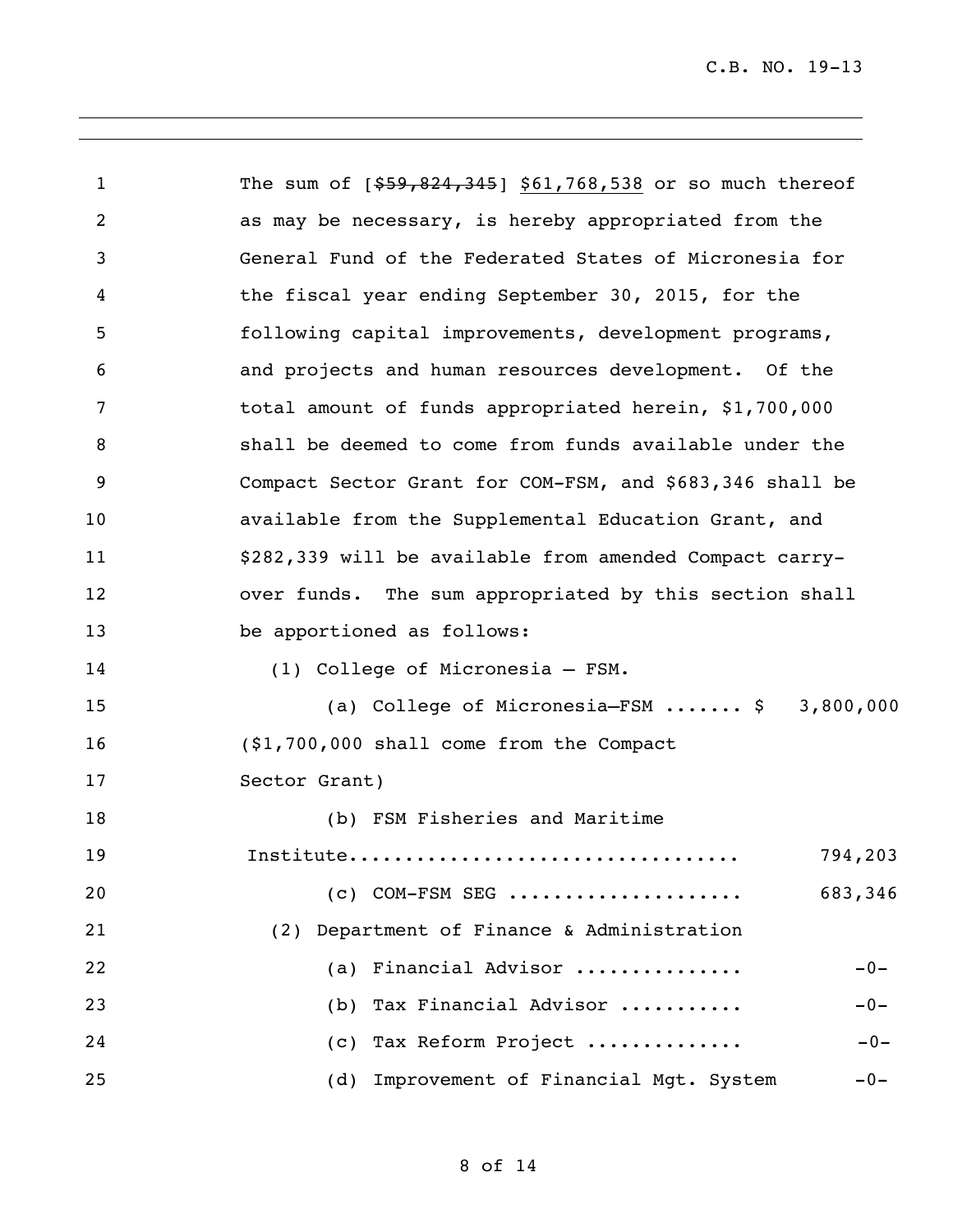The sum of [~~$59,824,345~~] <u>$61,768,538</u> or so much thereof as may be necessary, is hereby appropriated from the General Fund of the Federated States of Micronesia for the fiscal year ending September 30, 2015, for the following capital improvements, development programs, and projects and human resources development. Of the total amount of funds appropriated herein, $1,700,000 shall be deemed to come from funds available under the Compact Sector Grant for COM-FSM, and $683,346 shall be available from the Supplemental Education Grant, and $282,339 will be available from amended Compact carry-over funds. The sum appropriated by this section shall be apportioned as follows:

(1) College of Micronesia – FSM.

(a) College of Micronesia–FSM ....... $ 3,800,000
($1,700,000 shall come from the Compact Sector Grant)

(b) FSM Fisheries and Maritime Institute.................................. 794,203

(c) COM-FSM SEG ..................... 683,346

(2) Department of Finance & Administration

(a) Financial Advisor .............. -0-

(b) Tax Financial Advisor ........... -0-

(c) Tax Reform Project .............. -0-

(d) Improvement of Financial Mgt. System -0-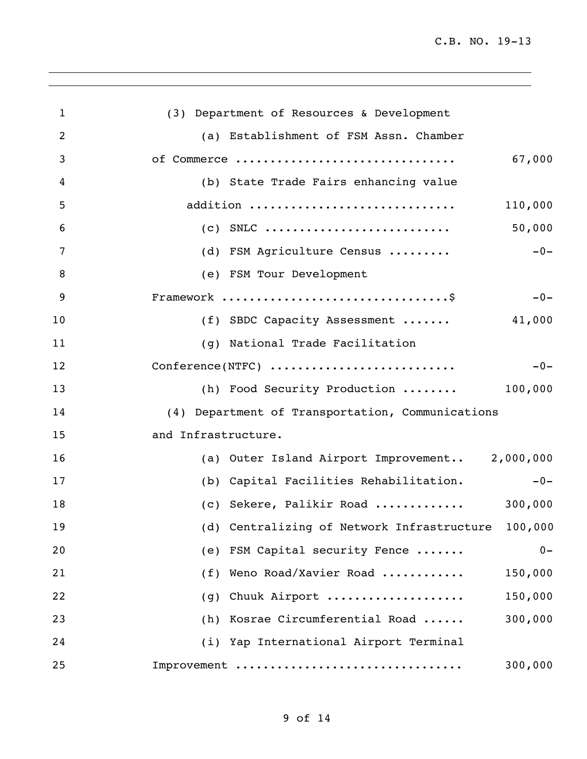(3) Department of Resources & Development

(a) Establishment of FSM Assn. Chamber of Commerce ............................... 67,000

(b) State Trade Fairs enhancing value addition ............................. 110,000

(c) SNLC .......................... 50,000

(d) FSM Agriculture Census ......... -0-

(e) FSM Tour Development Framework .................................$ -0-

(f) SBDC Capacity Assessment ....... 41,000

(g) National Trade Facilitation Conference(NTFC) .......................... -0-

(h) Food Security Production ........ 100,000

(4) Department of Transportation, Communications and Infrastructure.

(a) Outer Island Airport Improvement.. 2,000,000

(b) Capital Facilities Rehabilitation. -0-

(c) Sekere, Palikir Road ............ 300,000

(d) Centralizing of Network Infrastructure 100,000

(e) FSM Capital security Fence ....... 0-

(f) Weno Road/Xavier Road ........... 150,000

(g) Chuuk Airport ................... 150,000

(h) Kosrae Circumferential Road ...... 300,000

(i) Yap International Airport Terminal Improvement ................................ 300,000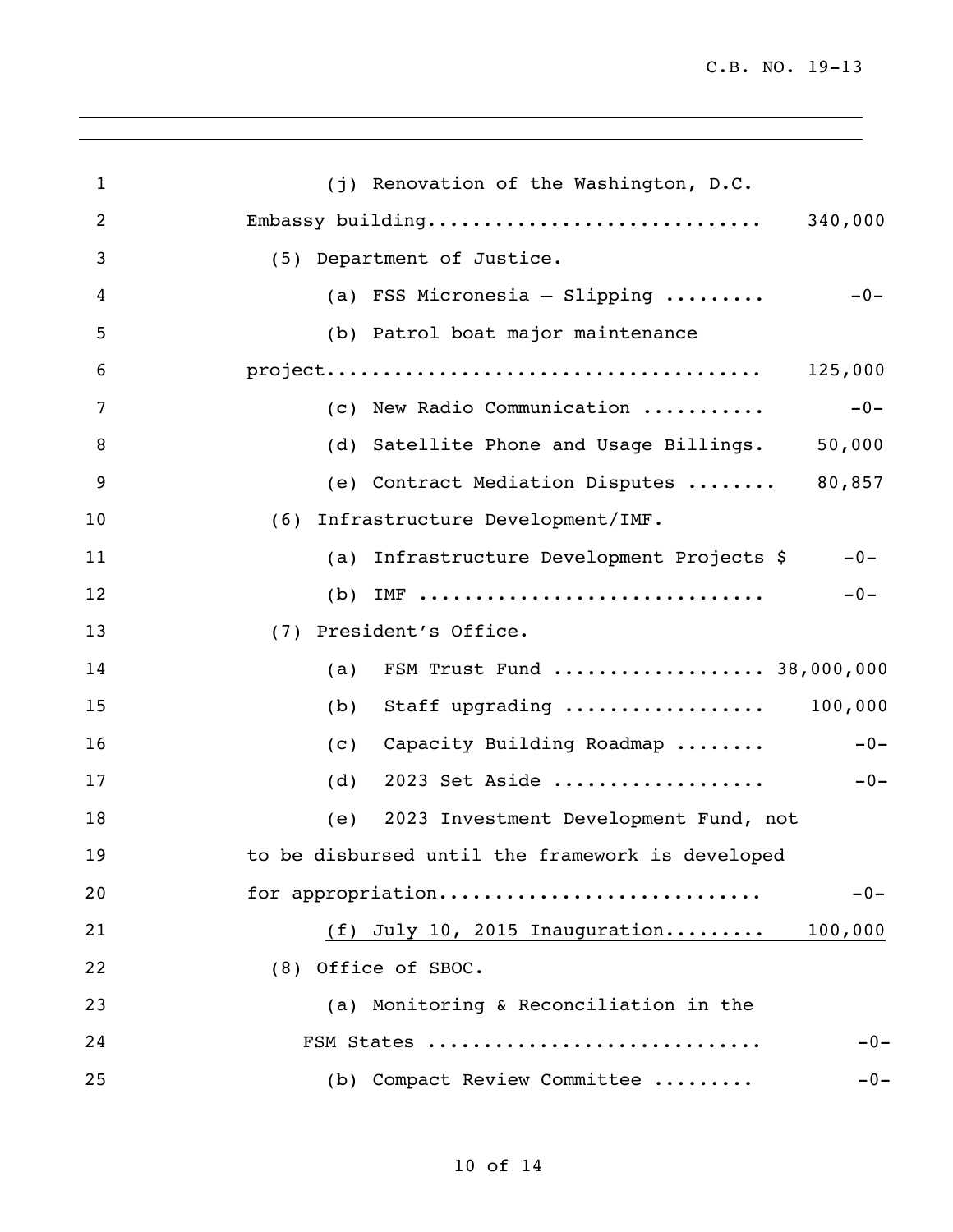(j) Renovation of the Washington, D.C. Embassy building............................ 340,000

(5) Department of Justice.

(a) FSS Micronesia – Slipping ......... -0-

(b) Patrol boat major maintenance project...................................... 125,000

(c) New Radio Communication ........... -0-

(d) Satellite Phone and Usage Billings. 50,000

(e) Contract Mediation Disputes ........ 80,857

(6) Infrastructure Development/IMF.

(a) Infrastructure Development Projects $ -0-

(b) IMF .............................. -0-

(7) President's Office.

(a) FSM Trust Fund .................. 38,000,000

(b) Staff upgrading ................. 100,000

(c) Capacity Building Roadmap ........ -0-

(d) 2023 Set Aside .................. -0-

(e) 2023 Investment Development Fund, not to be disbursed until the framework is developed for appropriation............................ -0-

(f) July 10, 2015 Inauguration......... 100,000

(8) Office of SBOC.

(a) Monitoring & Reconciliation in the FSM States ............................. -0-

(b) Compact Review Committee ......... -0-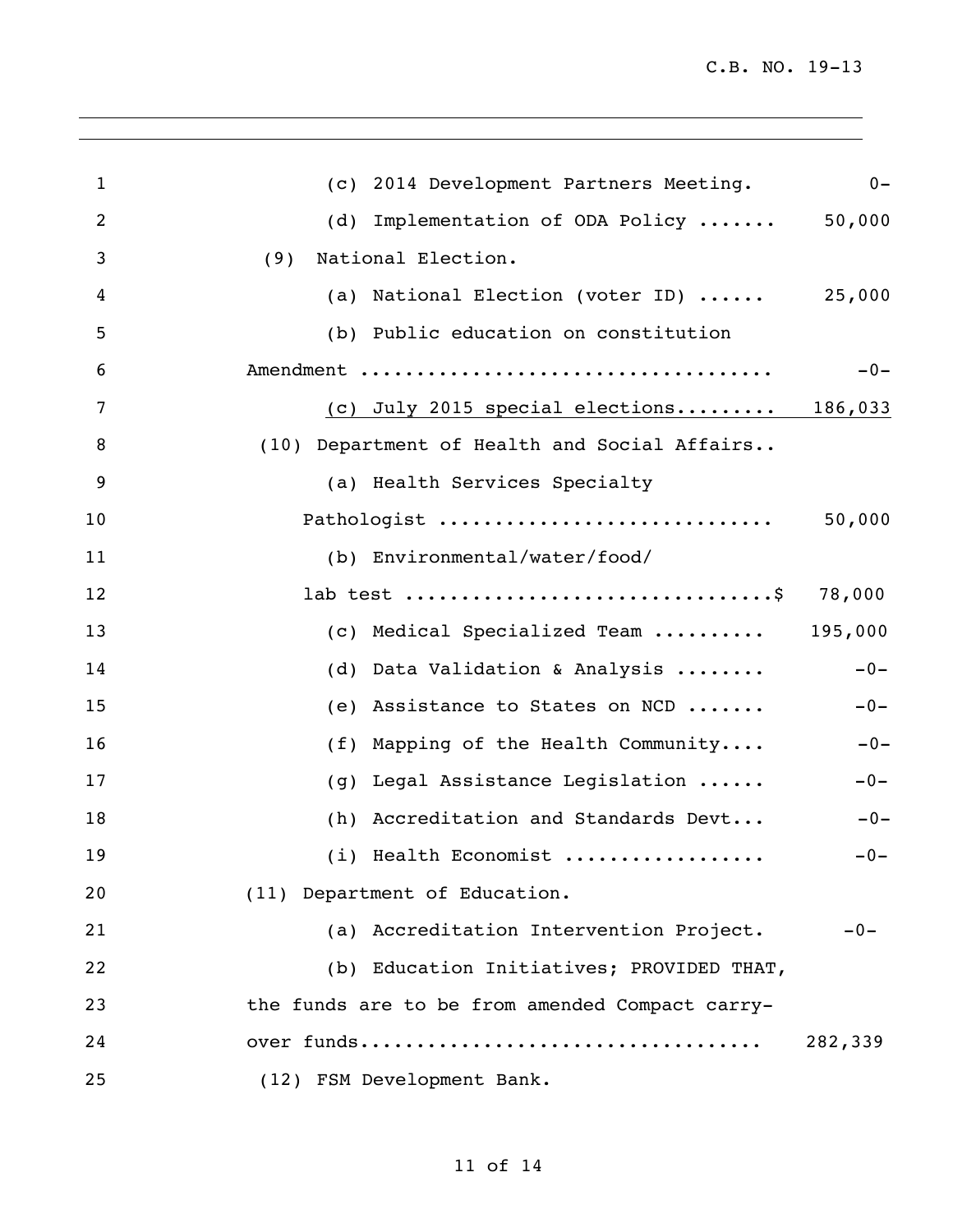(c) 2014 Development Partners Meeting. 0-

(d) Implementation of ODA Policy ....... 50,000

(9) National Election.

(a) National Election (voter ID) ...... 25,000

(b) Public education on constitution Amendment .................................... -0-

<u>(c) July 2015 special elections......... 186,033</u>

(10) Department of Health and Social Affairs..

(a) Health Services Specialty Pathologist ............................. 50,000

(b) Environmental/water/food/ lab test ................................$ 78,000

(c) Medical Specialized Team .......... 195,000

(d) Data Validation & Analysis ........ -0-

(e) Assistance to States on NCD ....... -0-

(f) Mapping of the Health Community.... -0-

(g) Legal Assistance Legislation ...... -0-

(h) Accreditation and Standards Devt... -0-

(i) Health Economist .................. -0-

(11) Department of Education.

(a) Accreditation Intervention Project. -0-

(b) Education Initiatives; PROVIDED THAT, the funds are to be from amended Compact carry-over funds................................... 282,339

(12) FSM Development Bank.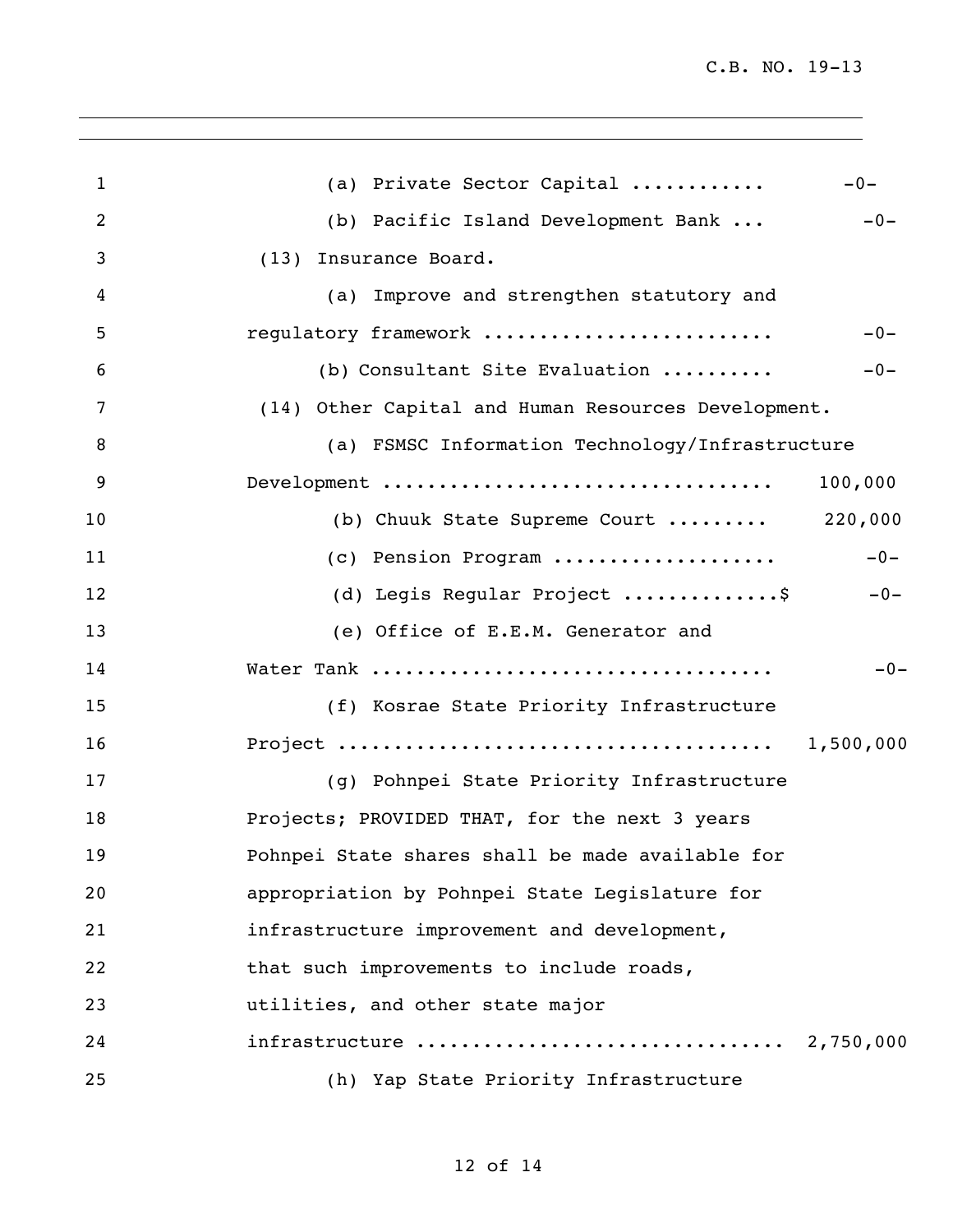(a) Private Sector Capital ........... -0-

(b) Pacific Island Development Bank ... -0-

(13) Insurance Board.

(a) Improve and strengthen statutory and regulatory framework .......................... -0-

(b) Consultant Site Evaluation .......... -0-

(14) Other Capital and Human Resources Development.

(a) FSMSC Information Technology/Infrastructure Development .................................. 100,000

(b) Chuuk State Supreme Court ......... 220,000

(c) Pension Program .................... -0-

(d) Legis Regular Project ..............$ -0-

(e) Office of E.E.M. Generator and Water Tank .................................. -0-

(f) Kosrae State Priority Infrastructure Project ...................................... 1,500,000

(g) Pohnpei State Priority Infrastructure Projects; PROVIDED THAT, for the next 3 years Pohnpei State shares shall be made available for appropriation by Pohnpei State Legislature for infrastructure improvement and development, that such improvements to include roads, utilities, and other state major infrastructure ................................ 2,750,000

(h) Yap State Priority Infrastructure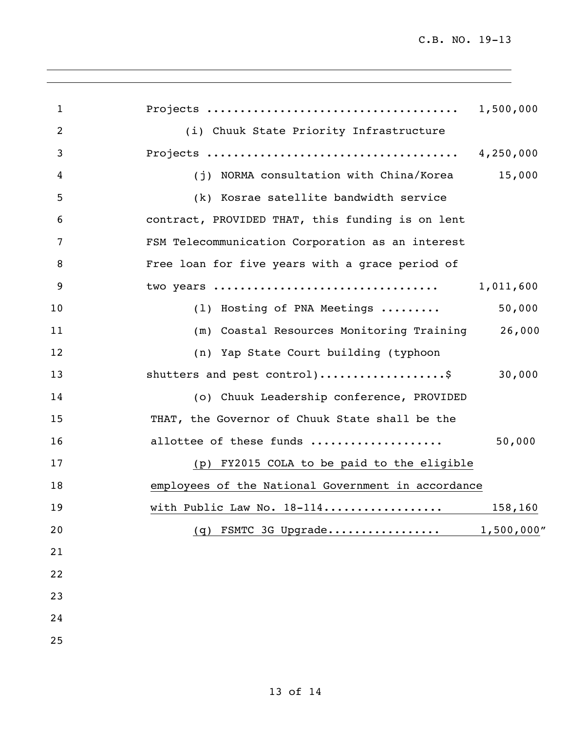Projects .................................... 1,500,000

(i) Chuuk State Priority Infrastructure Projects .................................... 4,250,000

(j) NORMA consultation with China/Korea 15,000

(k) Kosrae satellite bandwidth service contract, PROVIDED THAT, this funding is on lent FSM Telecommunication Corporation as an interest Free loan for five years with a grace period of two years ................................ 1,011,600

(l) Hosting of PNA Meetings ......... 50,000

(m) Coastal Resources Monitoring Training 26,000

(n) Yap State Court building (typhoon shutters and pest control)..................$ 30,000

(o) Chuuk Leadership conference, PROVIDED THAT, the Governor of Chuuk State shall be the allottee of these funds .................. 50,000

(p) FY2015 COLA to be paid to the eligible employees of the National Government in accordance with Public Law No. 18-114................. 158,160

(q) FSMTC 3G Upgrade................ 1,500,000"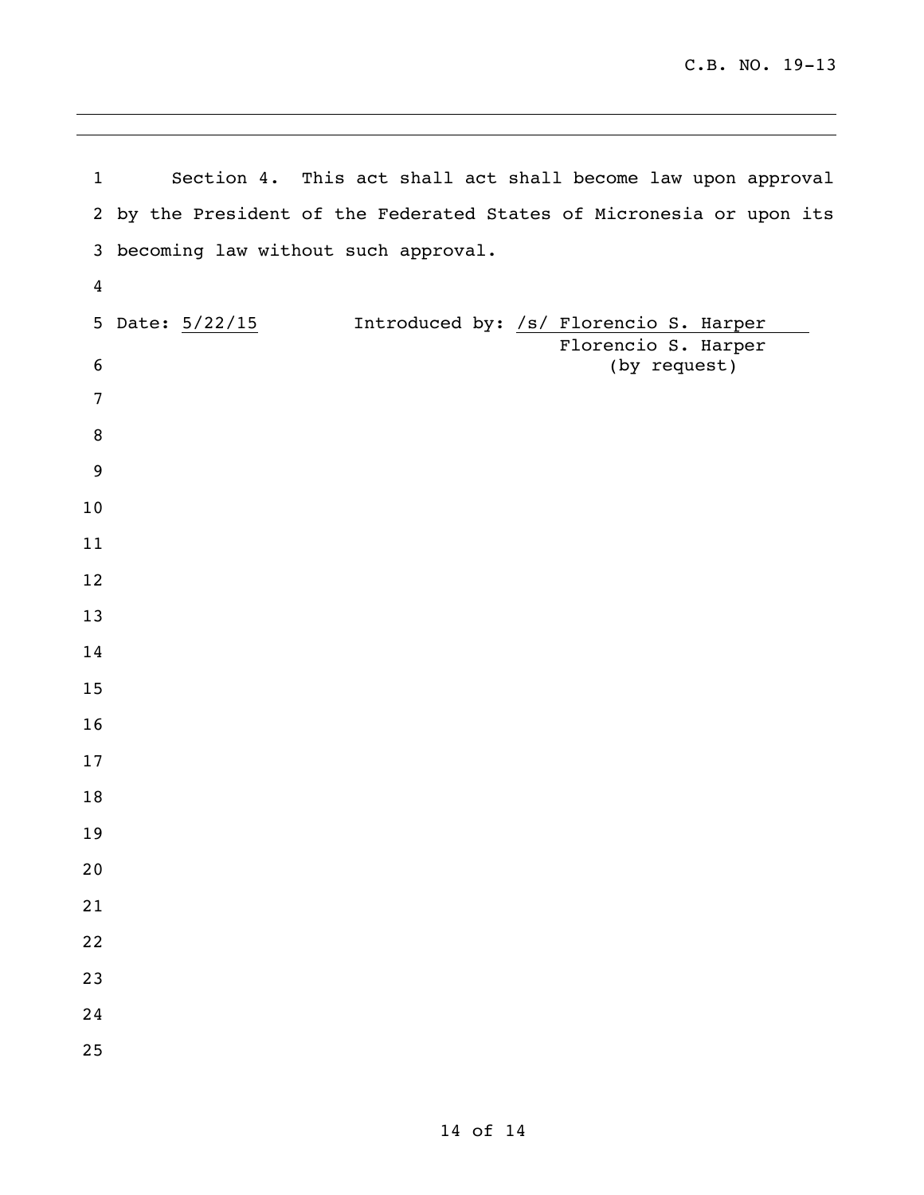Section 4. This act shall act shall become law upon approval by the President of the Federated States of Micronesia or upon its becoming law without such approval.

Date: 5/22/15 Introduced by: /s/ Florencio S. Harper

Florencio S. Harper
(by request)